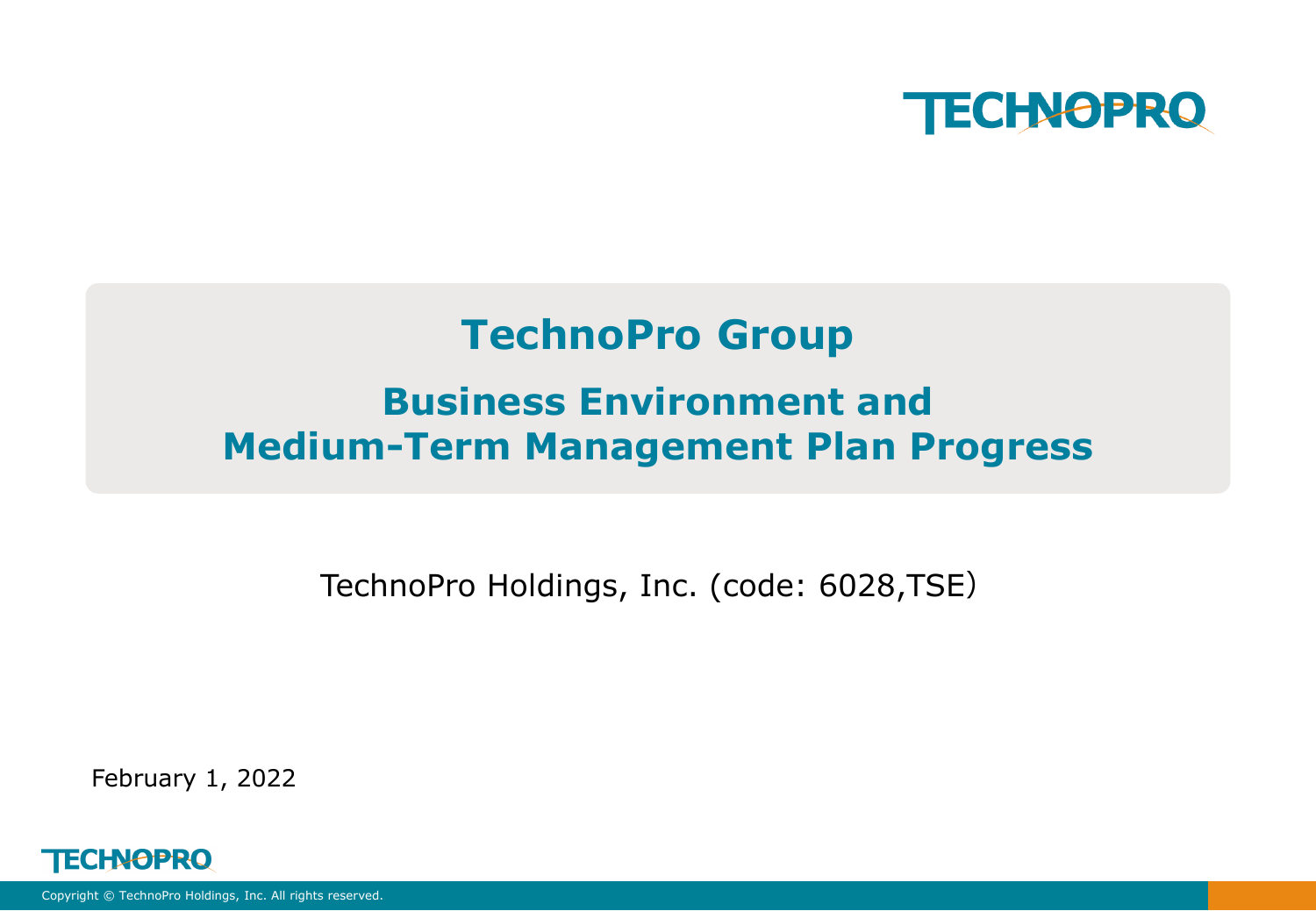# TechnoPro Group

## Business Environment and Medium-Term Management Plan Progress

TechnoPro Holdings, Inc. (code: 6028,TSE)

February 1, 2022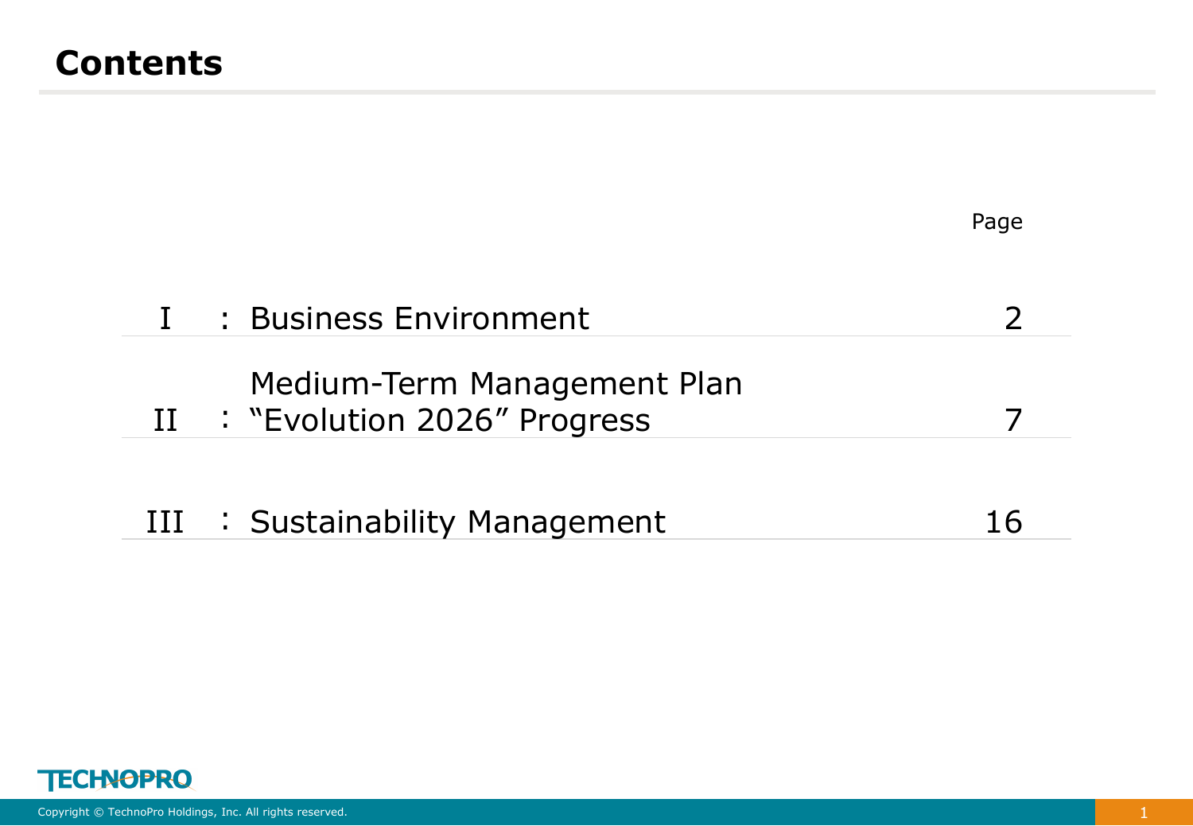# Contents

| | | Page |
|---|---|---|
| I | : Business Environment | 2 |
| II | : Medium-Term Management Plan "Evolution 2026" Progress | 7 |
| III | : Sustainability Management | 16 |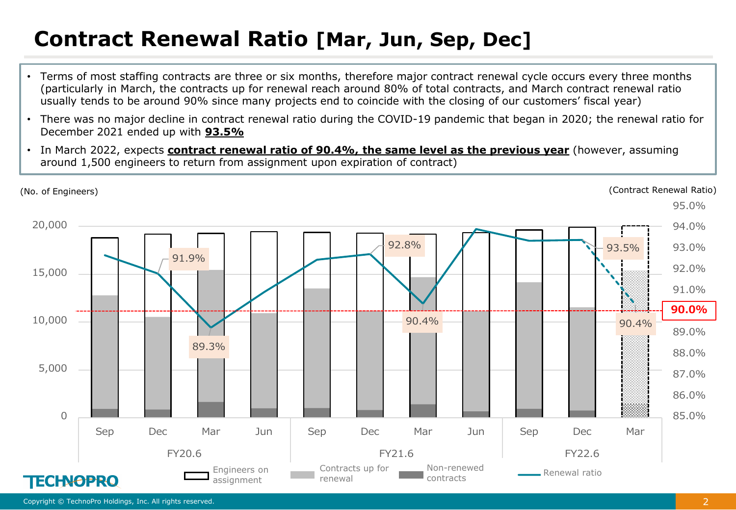# Contract Renewal Ratio [Mar, Jun, Sep, Dec]

- Terms of most staffing contracts are three or six months, therefore major contract renewal cycle occurs every three months (particularly in March, the contracts up for renewal reach around 80% of total contracts, and March contract renewal ratio usually tends to be around 90% since many projects end to coincide with the closing of our customers' fiscal year)
- There was no major decline in contract renewal ratio during the COVID-19 pandemic that began in 2020; the renewal ratio for December 2021 ended up with **93.5%**
- In March 2022, expects **contract renewal ratio of 90.4%, the same level as the previous year** (however, assuming around 1,500 engineers to return from assignment upon expiration of contract)

(No. of Engineers)

(Contract Renewal Ratio)

| | FY20.6 Sep | FY20.6 Dec | FY20.6 Mar | FY20.6 Jun | FY21.6 Sep | FY21.6 Dec | FY21.6 Mar | FY21.6 Jun | FY22.6 Sep | FY22.6 Dec | FY22.6 Mar |
|---|---|---|---|---|---|---|---|---|---|---|---|
| Renewal ratio | | 91.9% | 89.3% | | | 92.8% | 90.4% | | | 93.5% | 90.4% |

90.0%

Engineers on assignment / Contracts up for renewal / Non-renewed contracts / Renewal ratio

TECHNOPRO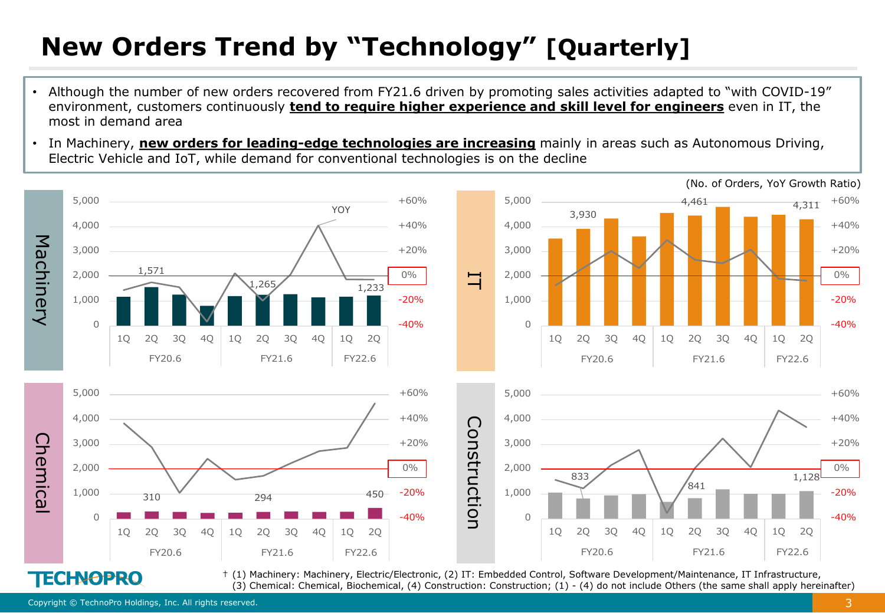# New Orders Trend by "Technology" [Quarterly]

- Although the number of new orders recovered from FY21.6 driven by promoting sales activities adapted to "with COVID-19" environment, customers continuously **tend to require higher experience and skill level for engineers** even in IT, the most in demand area
- In Machinery, **new orders for leading-edge technologies are increasing** mainly in areas such as Autonomous Driving, Electric Vehicle and IoT, while demand for conventional technologies is on the decline

(No. of Orders, YoY Growth Ratio)

**Machinery**

| | FY20.6 1Q | FY20.6 2Q | FY20.6 3Q | FY20.6 4Q | FY21.6 1Q | FY21.6 2Q | FY21.6 3Q | FY21.6 4Q | FY22.6 1Q | FY22.6 2Q |
|---|---|---|---|---|---|---|---|---|---|---|
| No. of Orders | | 1,571 | | | | 1,265 | | | | 1,233 |

**IT**

| | FY20.6 1Q | FY20.6 2Q | FY20.6 3Q | FY20.6 4Q | FY21.6 1Q | FY21.6 2Q | FY21.6 3Q | FY21.6 4Q | FY22.6 1Q | FY22.6 2Q |
|---|---|---|---|---|---|---|---|---|---|---|
| No. of Orders | | 3,930 | | | | 4,461 | | | | 4,311 |

**Chemical**

| | FY20.6 1Q | FY20.6 2Q | FY20.6 3Q | FY20.6 4Q | FY21.6 1Q | FY21.6 2Q | FY21.6 3Q | FY21.6 4Q | FY22.6 1Q | FY22.6 2Q |
|---|---|---|---|---|---|---|---|---|---|---|
| No. of Orders | | 310 | | | | 294 | | | | 450 |

**Construction**

| | FY20.6 1Q | FY20.6 2Q | FY20.6 3Q | FY20.6 4Q | FY21.6 1Q | FY21.6 2Q | FY21.6 3Q | FY21.6 4Q | FY22.6 1Q | FY22.6 2Q |
|---|---|---|---|---|---|---|---|---|---|---|
| No. of Orders | | 833 | | | | 841 | | | | 1,128 |

† (1) Machinery: Machinery, Electric/Electronic, (2) IT: Embedded Control, Software Development/Maintenance, IT Infrastructure, (3) Chemical: Chemical, Biochemical, (4) Construction: Construction; (1) - (4) do not include Others (the same shall apply hereinafter)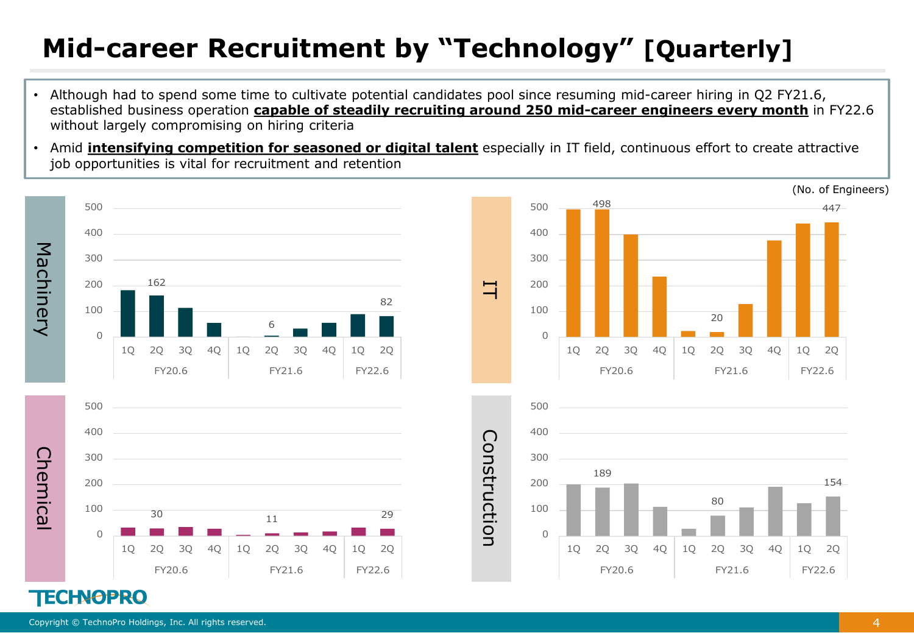# Mid-career Recruitment by "Technology" [Quarterly]

- Although had to spend some time to cultivate potential candidates pool since resuming mid-career hiring in Q2 FY21.6, established business operation **capable of steadily recruiting around 250 mid-career engineers every month** in FY22.6 without largely compromising on hiring criteria
- Amid **intensifying competition for seasoned or digital talent** especially in IT field, continuous effort to create attractive job opportunities is vital for recruitment and retention

(No. of Engineers)

**Machinery**

| | FY20.6 1Q | FY20.6 2Q | FY20.6 3Q | FY20.6 4Q | FY21.6 1Q | FY21.6 2Q | FY21.6 3Q | FY21.6 4Q | FY22.6 1Q | FY22.6 2Q |
|---|---|---|---|---|---|---|---|---|---|---|
| Machinery | | 162 | | | | 6 | | | | 82 |

**IT**

| | FY20.6 1Q | FY20.6 2Q | FY20.6 3Q | FY20.6 4Q | FY21.6 1Q | FY21.6 2Q | FY21.6 3Q | FY21.6 4Q | FY22.6 1Q | FY22.6 2Q |
|---|---|---|---|---|---|---|---|---|---|---|
| IT | | 498 | | | | 20 | | | | 447 |

**Chemical**

| | FY20.6 1Q | FY20.6 2Q | FY20.6 3Q | FY20.6 4Q | FY21.6 1Q | FY21.6 2Q | FY21.6 3Q | FY21.6 4Q | FY22.6 1Q | FY22.6 2Q |
|---|---|---|---|---|---|---|---|---|---|---|
| Chemical | | 30 | | | | 11 | | | | 29 |

**Construction**

| | FY20.6 1Q | FY20.6 2Q | FY20.6 3Q | FY20.6 4Q | FY21.6 1Q | FY21.6 2Q | FY21.6 3Q | FY21.6 4Q | FY22.6 1Q | FY22.6 2Q |
|---|---|---|---|---|---|---|---|---|---|---|
| Construction | | 189 | | | | 80 | | | | 154 |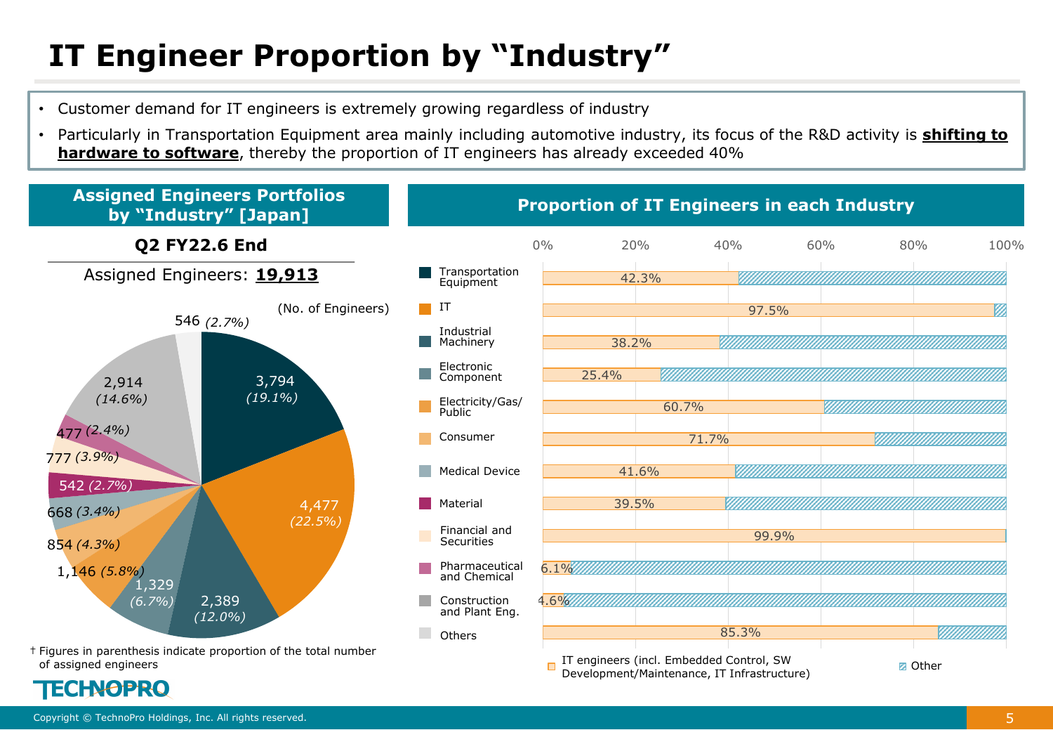# IT Engineer Proportion by "Industry"

- Customer demand for IT engineers is extremely growing regardless of industry
- Particularly in Transportation Equipment area mainly including automotive industry, its focus of the R&D activity is **shifting to hardware to software**, thereby the proportion of IT engineers has already exceeded 40%

## Assigned Engineers Portfolios by "Industry" [Japan]

**Q2 FY22.6 End**

Assigned Engineers: **19,913**

(No. of Engineers)

| Industry | No. of Engineers | Proportion |
|---|---|---|
| Transportation Equipment | 3,794 | (19.1%) |
| IT | 4,477 | (22.5%) |
| Industrial Machinery | 2,389 | (12.0%) |
| Electronic Component | 1,329 | (6.7%) |
| Electricity/Gas/Public | 1,146 | (5.8%) |
| Consumer | 854 | (4.3%) |
| Medical Device | 668 | (3.4%) |
| Material | 542 | (2.7%) |
| Financial and Securities | 777 | (3.9%) |
| Pharmaceutical and Chemical | 477 | (2.4%) |
| Construction and Plant Eng. | 2,914 | (14.6%) |
| Others | 546 | (2.7%) |

† Figures in parenthesis indicate proportion of the total number of assigned engineers

## Proportion of IT Engineers in each Industry

| Industry | IT engineers (incl. Embedded Control, SW Development/Maintenance, IT Infrastructure) |
|---|---|
| Transportation Equipment | 42.3% |
| IT | 97.5% |
| Industrial Machinery | 38.2% |
| Electronic Component | 25.4% |
| Electricity/Gas/Public | 60.7% |
| Consumer | 71.7% |
| Medical Device | 41.6% |
| Material | 39.5% |
| Financial and Securities | 99.9% |
| Pharmaceutical and Chemical | 6.1% |
| Construction and Plant Eng. | 4.6% |
| Others | 85.3% |

Legend: IT engineers (incl. Embedded Control, SW Development/Maintenance, IT Infrastructure) / Other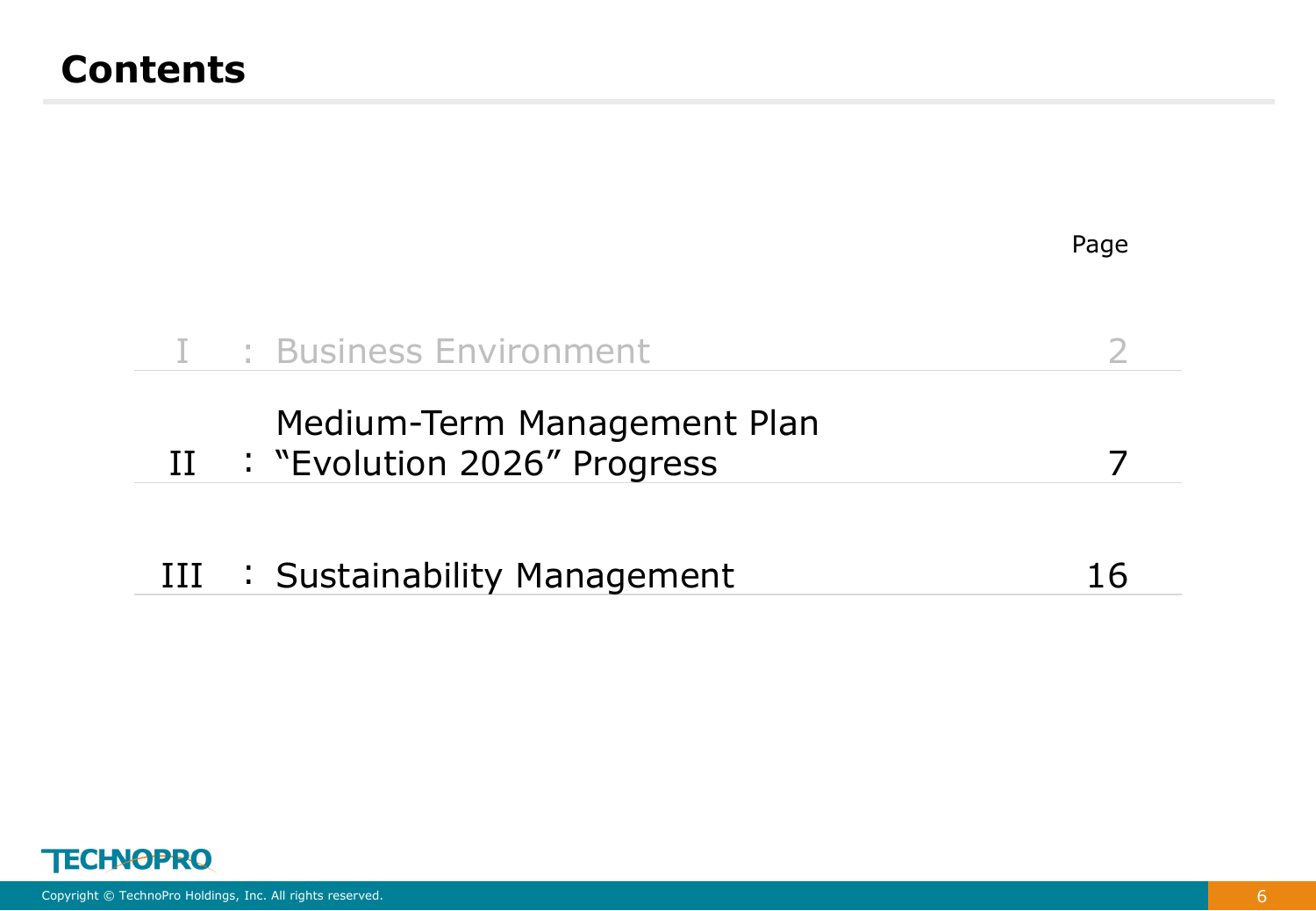# Contents

| | | Page |
|---|---|---|
| I | : Business Environment | 2 |
| II | : Medium-Term Management Plan "Evolution 2026" Progress | 7 |
| III | : Sustainability Management | 16 |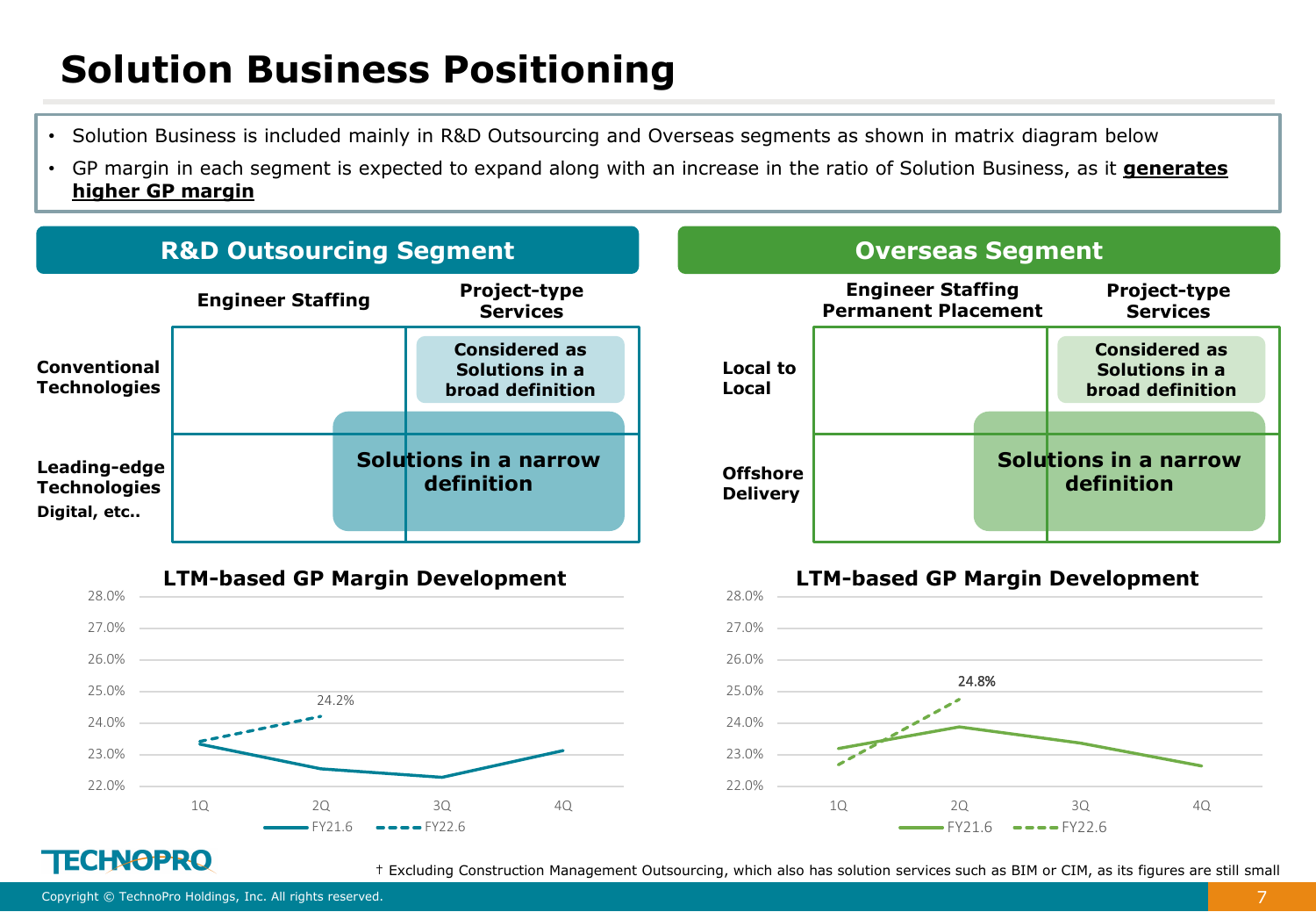# Solution Business Positioning

- Solution Business is included mainly in R&D Outsourcing and Overseas segments as shown in matrix diagram below
- GP margin in each segment is expected to expand along with an increase in the ratio of Solution Business, as it **generates higher GP margin**

## R&D Outsourcing Segment

| | Engineer Staffing | Project-type Services |
|---|---|---|
| **Conventional Technologies** | | Considered as Solutions in a broad definition |
| **Leading-edge Technologies** Digital, etc.. | Solutions in a narrow definition | Solutions in a narrow definition |

### LTM-based GP Margin Development

- FY21.6 (solid line): 1Q–4Q
- FY22.6 (dashed line): 2Q 24.2%

## Overseas Segment

| | Engineer Staffing Permanent Placement | Project-type Services |
|---|---|---|
| **Local to Local** | | Considered as Solutions in a broad definition |
| **Offshore Delivery** | Solutions in a narrow definition | Solutions in a narrow definition |

### LTM-based GP Margin Development

- FY21.6 (solid line): 1Q–4Q
- FY22.6 (dashed line): 2Q 24.8%

† Excluding Construction Management Outsourcing, which also has solution services such as BIM or CIM, as its figures are still small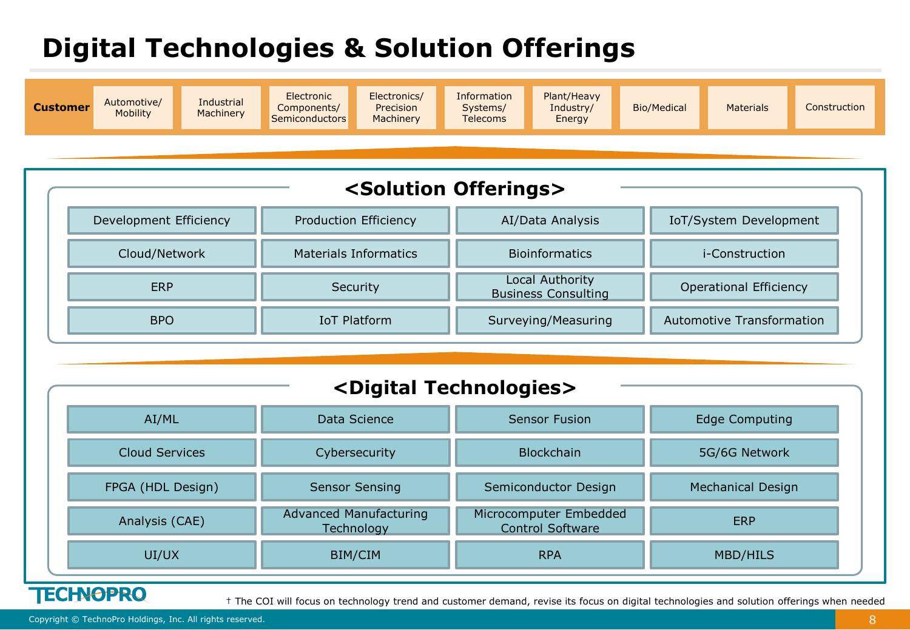# Digital Technologies & Solution Offerings

**Customer**

| Automotive/ Mobility | Industrial Machinery | Electronic Components/ Semiconductors | Electronics/ Precision Machinery | Information Systems/ Telecoms | Plant/Heavy Industry/ Energy | Bio/Medical | Materials | Construction |
|---|---|---|---|---|---|---|---|---|

## <Solution Offerings>

| | | | |
|---|---|---|---|
| Development Efficiency | Production Efficiency | AI/Data Analysis | IoT/System Development |
| Cloud/Network | Materials Informatics | Bioinformatics | i-Construction |
| ERP | Security | Local Authority Business Consulting | Operational Efficiency |
| BPO | IoT Platform | Surveying/Measuring | Automotive Transformation |

## <Digital Technologies>

| | | | |
|---|---|---|---|
| AI/ML | Data Science | Sensor Fusion | Edge Computing |
| Cloud Services | Cybersecurity | Blockchain | 5G/6G Network |
| FPGA (HDL Design) | Sensor Sensing | Semiconductor Design | Mechanical Design |
| Analysis (CAE) | Advanced Manufacturing Technology | Microcomputer Embedded Control Software | ERP |
| UI/UX | BIM/CIM | RPA | MBD/HILS |

† The COI will focus on technology trend and customer demand, revise its focus on digital technologies and solution offerings when needed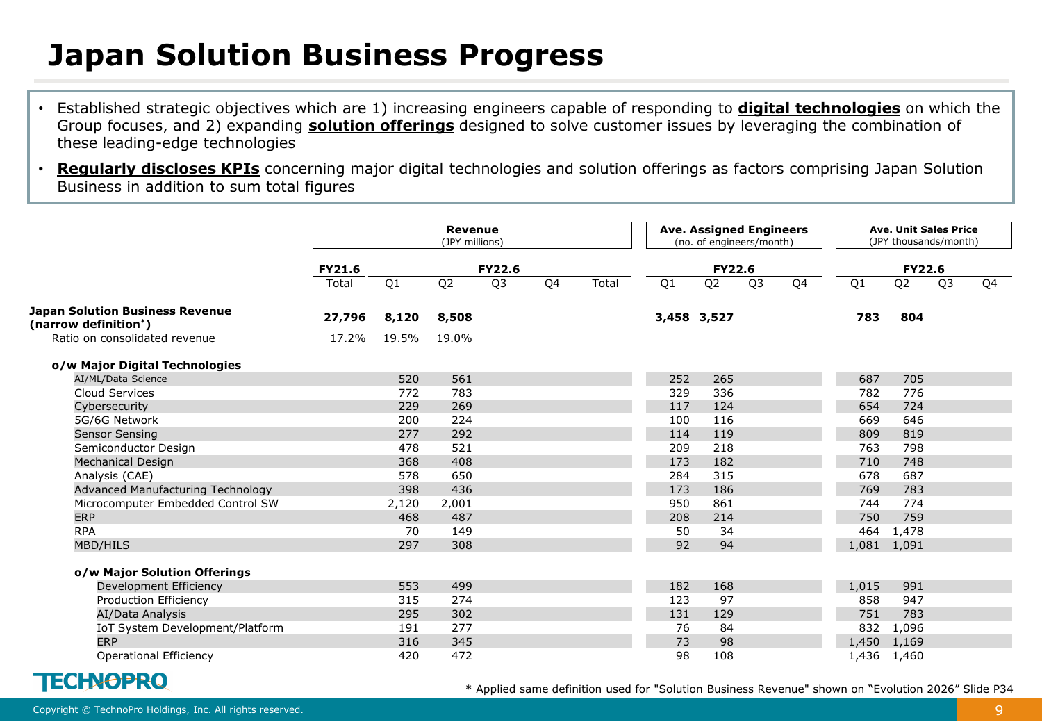# Japan Solution Business Progress

- Established strategic objectives which are 1) increasing engineers capable of responding to **digital technologies** on which the Group focuses, and 2) expanding **solution offerings** designed to solve customer issues by leveraging the combination of these leading-edge technologies
- **Regularly discloses KPIs** concerning major digital technologies and solution offerings as factors comprising Japan Solution Business in addition to sum total figures

| | Revenue (JPY millions) | | | | | | Ave. Assigned Engineers (no. of engineers/month) | | | | Ave. Unit Sales Price (JPY thousands/month) | | | |
|---|---|---|---|---|---|---|---|---|---|---|---|---|---|---|
| | FY21.6 | FY22.6 | | | | | FY22.6 | | | | FY22.6 | | | |
| | Total | Q1 | Q2 | Q3 | Q4 | Total | Q1 | Q2 | Q3 | Q4 | Q1 | Q2 | Q3 | Q4 |
| **Japan Solution Business Revenue (narrow definition*)** | **27,796** | **8,120** | **8,508** | | | | **3,458** | **3,527** | | | **783** | **804** | | |
| Ratio on consolidated revenue | 17.2% | 19.5% | 19.0% | | | | | | | | | | | |
| **o/w Major Digital Technologies** | | | | | | | | | | | | | | |
| AI/ML/Data Science | | 520 | 561 | | | | 252 | 265 | | | 687 | 705 | | |
| Cloud Services | | 772 | 783 | | | | 329 | 336 | | | 782 | 776 | | |
| Cybersecurity | | 229 | 269 | | | | 117 | 124 | | | 654 | 724 | | |
| 5G/6G Network | | 200 | 224 | | | | 100 | 116 | | | 669 | 646 | | |
| Sensor Sensing | | 277 | 292 | | | | 114 | 119 | | | 809 | 819 | | |
| Semiconductor Design | | 478 | 521 | | | | 209 | 218 | | | 763 | 798 | | |
| Mechanical Design | | 368 | 408 | | | | 173 | 182 | | | 710 | 748 | | |
| Analysis (CAE) | | 578 | 650 | | | | 284 | 315 | | | 678 | 687 | | |
| Advanced Manufacturing Technology | | 398 | 436 | | | | 173 | 186 | | | 769 | 783 | | |
| Microcomputer Embedded Control SW | | 2,120 | 2,001 | | | | 950 | 861 | | | 744 | 774 | | |
| ERP | | 468 | 487 | | | | 208 | 214 | | | 750 | 759 | | |
| RPA | | 70 | 149 | | | | 50 | 34 | | | 464 | 1,478 | | |
| MBD/HILS | | 297 | 308 | | | | 92 | 94 | | | 1,081 | 1,091 | | |
| **o/w Major Solution Offerings** | | | | | | | | | | | | | | |
| Development Efficiency | | 553 | 499 | | | | 182 | 168 | | | 1,015 | 991 | | |
| Production Efficiency | | 315 | 274 | | | | 123 | 97 | | | 858 | 947 | | |
| AI/Data Analysis | | 295 | 302 | | | | 131 | 129 | | | 751 | 783 | | |
| IoT System Development/Platform | | 191 | 277 | | | | 76 | 84 | | | 832 | 1,096 | | |
| ERP | | 316 | 345 | | | | 73 | 98 | | | 1,450 | 1,169 | | |
| Operational Efficiency | | 420 | 472 | | | | 98 | 108 | | | 1,436 | 1,460 | | |

\* Applied same definition used for "Solution Business Revenue" shown on "Evolution 2026" Slide P34

TECHNOPRO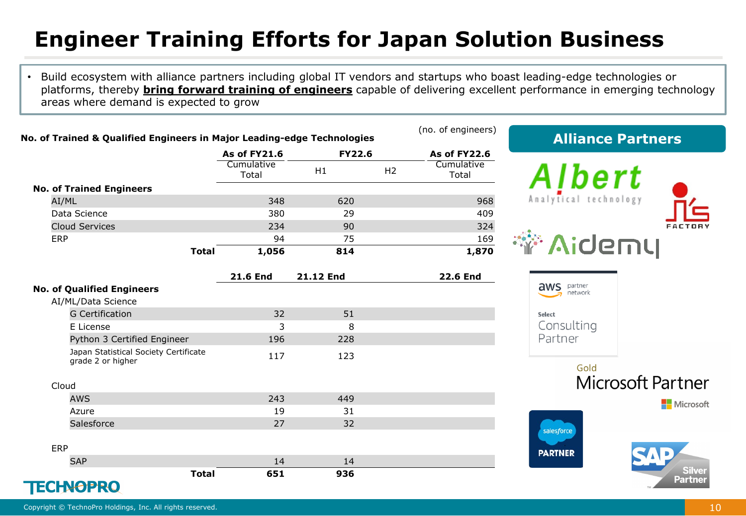# Engineer Training Efforts for Japan Solution Business

- Build ecosystem with alliance partners including global IT vendors and startups who boast leading-edge technologies or platforms, thereby **bring forward training of engineers** capable of delivering excellent performance in emerging technology areas where demand is expected to grow

**No. of Trained & Qualified Engineers in Major Leading-edge Technologies**

(no. of engineers)

| | As of FY21.6 | FY22.6 | | As of FY22.6 |
|---|---|---|---|---|
| | Cumulative Total | H1 | H2 | Cumulative Total |
| **No. of Trained Engineers** | | | | |
| AI/ML | 348 | 620 | | 968 |
| Data Science | 380 | 29 | | 409 |
| Cloud Services | 234 | 90 | | 324 |
| ERP | 94 | 75 | | 169 |
| **Total** | **1,056** | **814** | | **1,870** |

| | 21.6 End | 21.12 End | | 22.6 End |
|---|---|---|---|---|
| **No. of Qualified Engineers** | | | | |
| AI/ML/Data Science | | | | |
| G Certification | 32 | 51 | | |
| E License | 3 | 8 | | |
| Python 3 Certified Engineer | 196 | 228 | | |
| Japan Statistical Society Certificate grade 2 or higher | 117 | 123 | | |
| Cloud | | | | |
| AWS | 243 | 449 | | |
| Azure | 19 | 31 | | |
| Salesforce | 27 | 32 | | |
| ERP | | | | |
| SAP | 14 | 14 | | |
| **Total** | **651** | **936** | | |

## Alliance Partners

Albert Analytical technology

J's FACTORY

Aidemy

aws partner network — Select Consulting Partner

Gold Microsoft Partner

salesforce PARTNER

SAP Silver Partner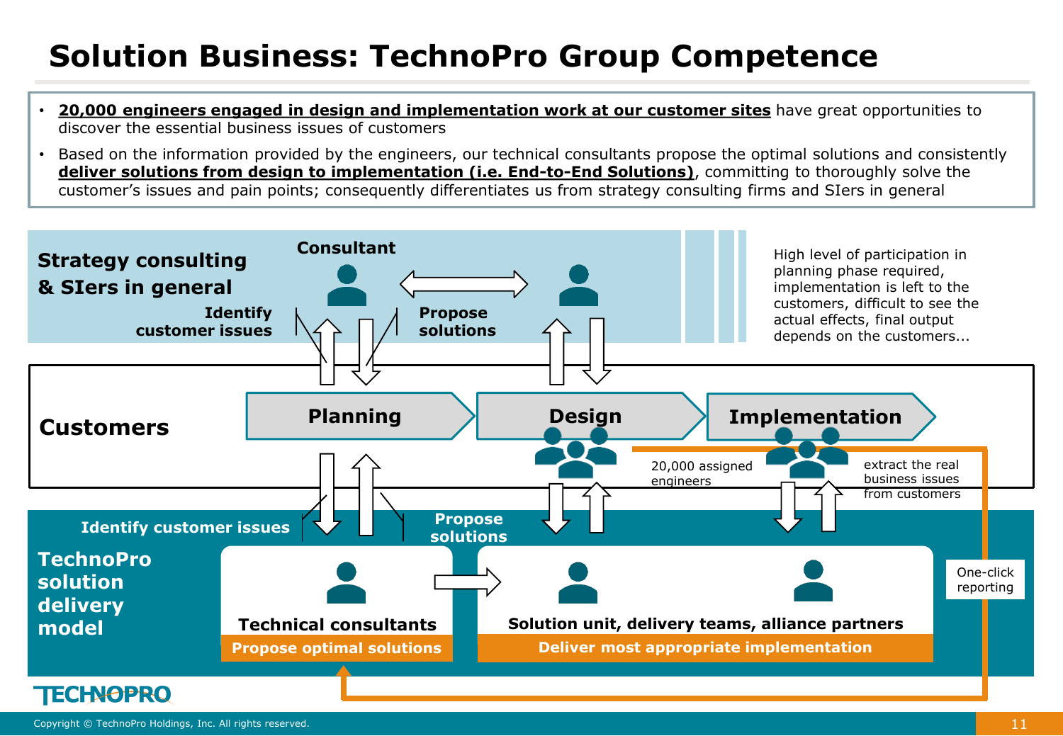# Solution Business: TechnoPro Group Competence

- **20,000 engineers engaged in design and implementation work at our customer sites** have great opportunities to discover the essential business issues of customers
- Based on the information provided by the engineers, our technical consultants propose the optimal solutions and consistently **deliver solutions from design to implementation (i.e. End-to-End Solutions)**, committing to thoroughly solve the customer's issues and pain points; consequently differentiates us from strategy consulting firms and SIers in general

**Strategy consulting & SIers in general**

Consultant

Identify customer issues

Propose solutions

High level of participation in planning phase required, implementation is left to the customers, difficult to see the actual effects, final output depends on the customers...

**Customers**

**Planning** → **Design** → **Implementation**

20,000 assigned engineers

extract the real business issues from customers

**TechnoPro solution delivery model**

Identify customer issues

Propose solutions

**Technical consultants**
Propose optimal solutions

**Solution unit, delivery teams, alliance partners**
Deliver most appropriate implementation

One-click reporting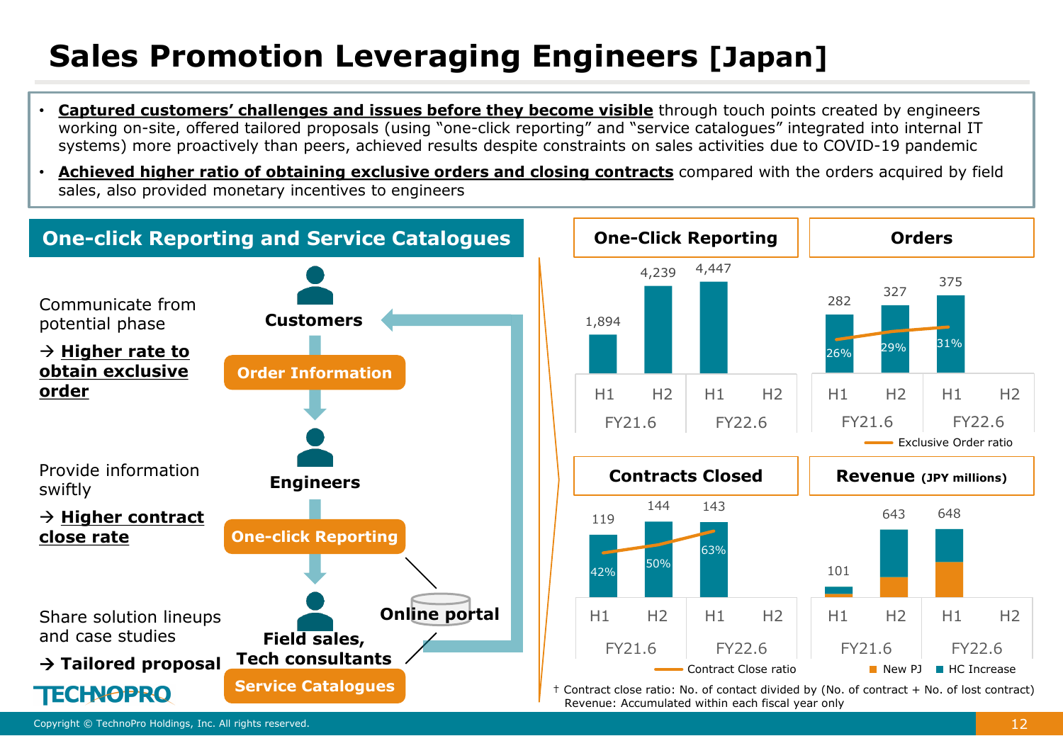# Sales Promotion Leveraging Engineers [Japan]

- **Captured customers' challenges and issues before they become visible** through touch points created by engineers working on-site, offered tailored proposals (using "one-click reporting" and "service catalogues" integrated into internal IT systems) more proactively than peers, achieved results despite constraints on sales activities due to COVID-19 pandemic
- **Achieved higher ratio of obtaining exclusive orders and closing contracts** compared with the orders acquired by field sales, also provided monetary incentives to engineers

## One-click Reporting and Service Catalogues

Communicate from potential phase
→ **Higher rate to obtain exclusive order**

Provide information swiftly
→ **Higher contract close rate**

Share solution lineups and case studies
→ **Tailored proposal**

**Customers** → Order Information → **Engineers** → One-click Reporting → **Field sales, Tech consultants** → Service Catalogues → **Customers**

Online portal

### One-Click Reporting

| | FY21.6 H1 | FY21.6 H2 | FY22.6 H1 | FY22.6 H2 |
|---|---|---|---|---|
| One-Click Reporting | 1,894 | 4,239 | 4,447 | |

### Orders

| | FY21.6 H1 | FY21.6 H2 | FY22.6 H1 | FY22.6 H2 |
|---|---|---|---|---|
| Orders | 282 | 327 | 375 | |
| Exclusive Order ratio | 26% | 29% | 31% | |

### Contracts Closed

| | FY21.6 H1 | FY21.6 H2 | FY22.6 H1 | FY22.6 H2 |
|---|---|---|---|---|
| Contracts Closed | 119 | 144 | 143 | |
| Contract Close ratio | 42% | 50% | 63% | |

### Revenue (JPY millions)

| | FY21.6 H1 | FY21.6 H2 | FY22.6 H1 | FY22.6 H2 |
|---|---|---|---|---|
| Revenue (New PJ + HC Increase) | 101 | 643 | 648 | |

† Contract close ratio: No. of contact divided by (No. of contract + No. of lost contract)
Revenue: Accumulated within each fiscal year only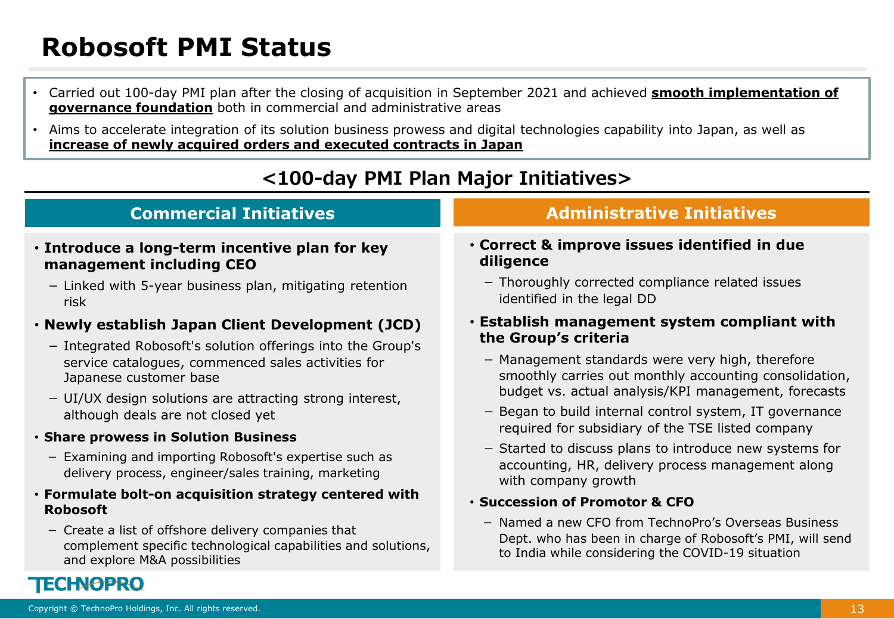# Robosoft PMI Status

- Carried out 100-day PMI plan after the closing of acquisition in September 2021 and achieved **smooth implementation of governance foundation** both in commercial and administrative areas
- Aims to accelerate integration of its solution business prowess and digital technologies capability into Japan, as well as **increase of newly acquired orders and executed contracts in Japan**

## <100-day PMI Plan Major Initiatives>

### Commercial Initiatives

- **Introduce a long-term incentive plan for key management including CEO**
  - Linked with 5-year business plan, mitigating retention risk
- **Newly establish Japan Client Development (JCD)**
  - Integrated Robosoft's solution offerings into the Group's service catalogues, commenced sales activities for Japanese customer base
  - UI/UX design solutions are attracting strong interest, although deals are not closed yet
- **Share prowess in Solution Business**
  - Examining and importing Robosoft's expertise such as delivery process, engineer/sales training, marketing
- **Formulate bolt-on acquisition strategy centered with Robosoft**
  - Create a list of offshore delivery companies that complement specific technological capabilities and solutions, and explore M&A possibilities

### Administrative Initiatives

- **Correct & improve issues identified in due diligence**
  - Thoroughly corrected compliance related issues identified in the legal DD
- **Establish management system compliant with the Group's criteria**
  - Management standards were very high, therefore smoothly carries out monthly accounting consolidation, budget vs. actual analysis/KPI management, forecasts
  - Began to build internal control system, IT governance required for subsidiary of the TSE listed company
  - Started to discuss plans to introduce new systems for accounting, HR, delivery process management along with company growth
- **Succession of Promotor & CFO**
  - Named a new CFO from TechnoPro's Overseas Business Dept. who has been in charge of Robosoft's PMI, will send to India while considering the COVID-19 situation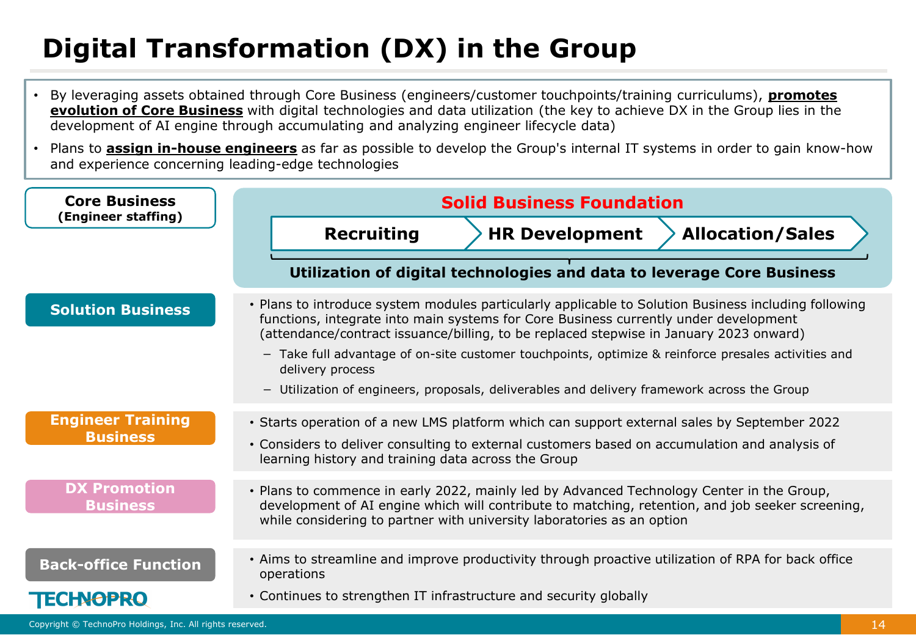# Digital Transformation (DX) in the Group

- By leveraging assets obtained through Core Business (engineers/customer touchpoints/training curriculums), **promotes evolution of Core Business** with digital technologies and data utilization (the key to achieve DX in the Group lies in the development of AI engine through accumulating and analyzing engineer lifecycle data)
- Plans to **assign in-house engineers** as far as possible to develop the Group's internal IT systems in order to gain know-how and experience concerning leading-edge technologies

**Core Business (Engineer staffing)**

**Solid Business Foundation**

**Recruiting** → **HR Development** → **Allocation/Sales**

**Utilization of digital technologies and data to leverage Core Business**

**Solution Business**

- Plans to introduce system modules particularly applicable to Solution Business including following functions, integrate into main systems for Core Business currently under development (attendance/contract issuance/billing, to be replaced stepwise in January 2023 onward)
  - Take full advantage of on-site customer touchpoints, optimize & reinforce presales activities and delivery process
  - Utilization of engineers, proposals, deliverables and delivery framework across the Group

**Engineer Training Business**

- Starts operation of a new LMS platform which can support external sales by September 2022
- Considers to deliver consulting to external customers based on accumulation and analysis of learning history and training data across the Group

**DX Promotion Business**

- Plans to commence in early 2022, mainly led by Advanced Technology Center in the Group, development of AI engine which will contribute to matching, retention, and job seeker screening, while considering to partner with university laboratories as an option

**Back-office Function**

- Aims to streamline and improve productivity through proactive utilization of RPA for back office operations
- Continues to strengthen IT infrastructure and security globally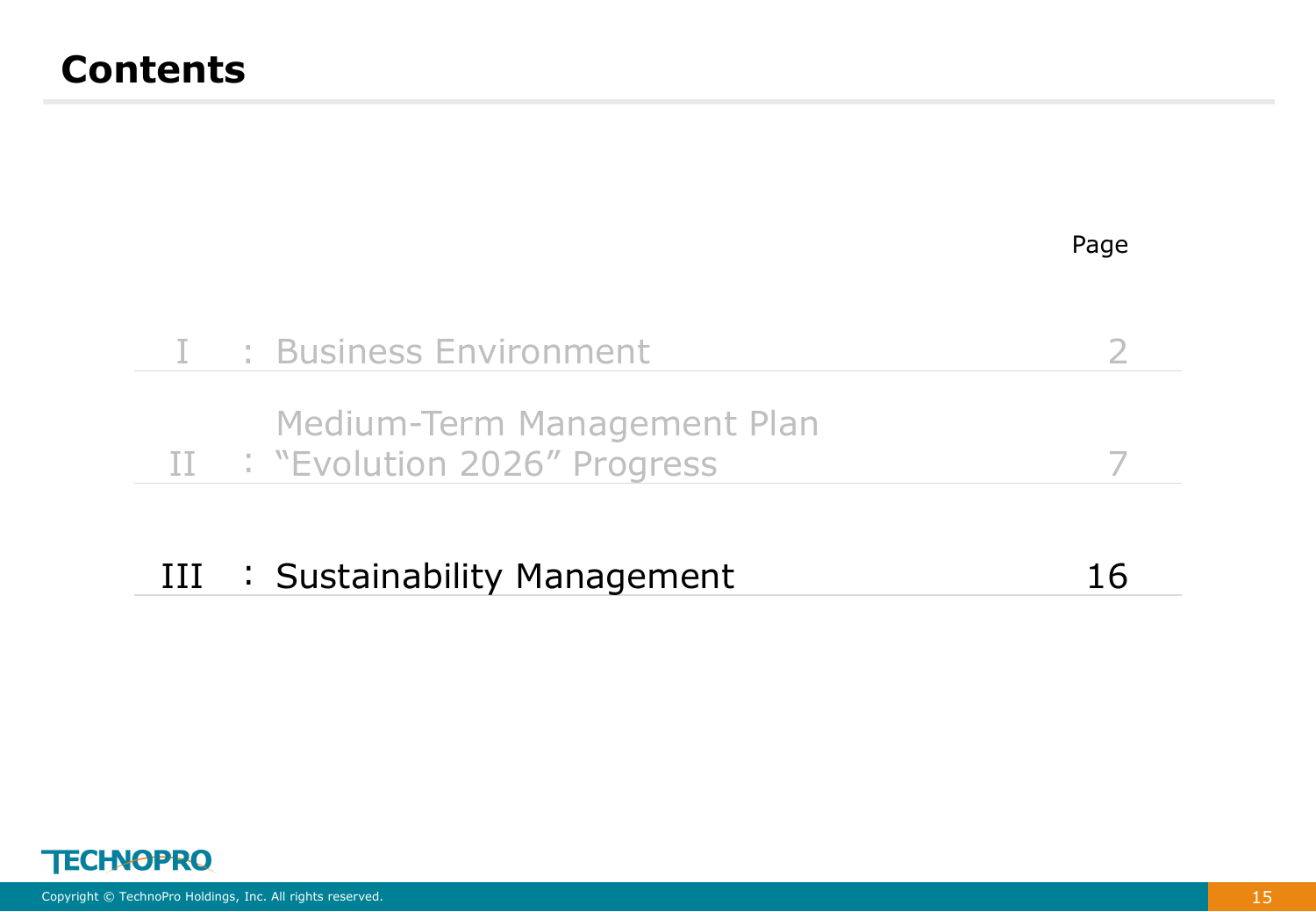# Contents

| | | Page |
|---|---|---|
| I | : Business Environment | 2 |
| II | : Medium-Term Management Plan "Evolution 2026" Progress | 7 |
| III | : Sustainability Management | 16 |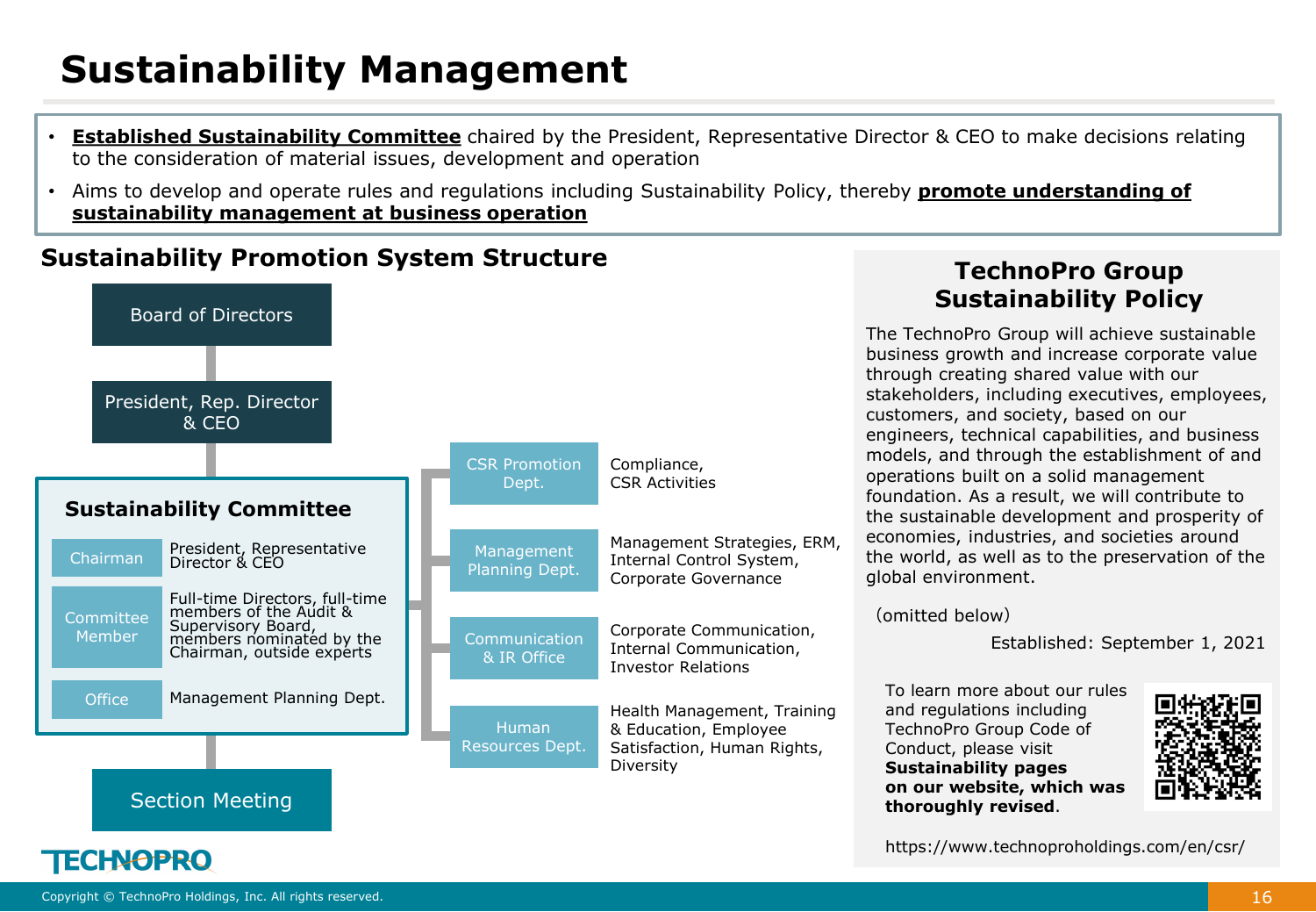# Sustainability Management

- **Established Sustainability Committee** chaired by the President, Representative Director & CEO to make decisions relating to the consideration of material issues, development and operation
- Aims to develop and operate rules and regulations including Sustainability Policy, thereby **promote understanding of sustainability management at business operation**

## Sustainability Promotion System Structure

Board of Directors

President, Rep. Director & CEO

### Sustainability Committee

| Role | Members |
|---|---|
| Chairman | President, Representative Director & CEO |
| Committee Member | Full-time Directors, full-time members of the Audit & Supervisory Board, members nominated by the Chairman, outside experts |
| Office | Management Planning Dept. |

Section Meeting

| Department | Responsibilities |
|---|---|
| CSR Promotion Dept. | Compliance, CSR Activities |
| Management Planning Dept. | Management Strategies, ERM, Internal Control System, Corporate Governance |
| Communication & IR Office | Corporate Communication, Internal Communication, Investor Relations |
| Human Resources Dept. | Health Management, Training & Education, Employee Satisfaction, Human Rights, Diversity |

## TechnoPro Group Sustainability Policy

The TechnoPro Group will achieve sustainable business growth and increase corporate value through creating shared value with our stakeholders, including executives, employees, customers, and society, based on our engineers, technical capabilities, and business models, and through the establishment of and operations built on a solid management foundation. As a result, we will contribute to the sustainable development and prosperity of economies, industries, and societies around the world, as well as to the preservation of the global environment.

(omitted below)

Established: September 1, 2021

To learn more about our rules and regulations including TechnoPro Group Code of Conduct, please visit **Sustainability pages on our website, which was thoroughly revised**.

https://www.technoproholdings.com/en/csr/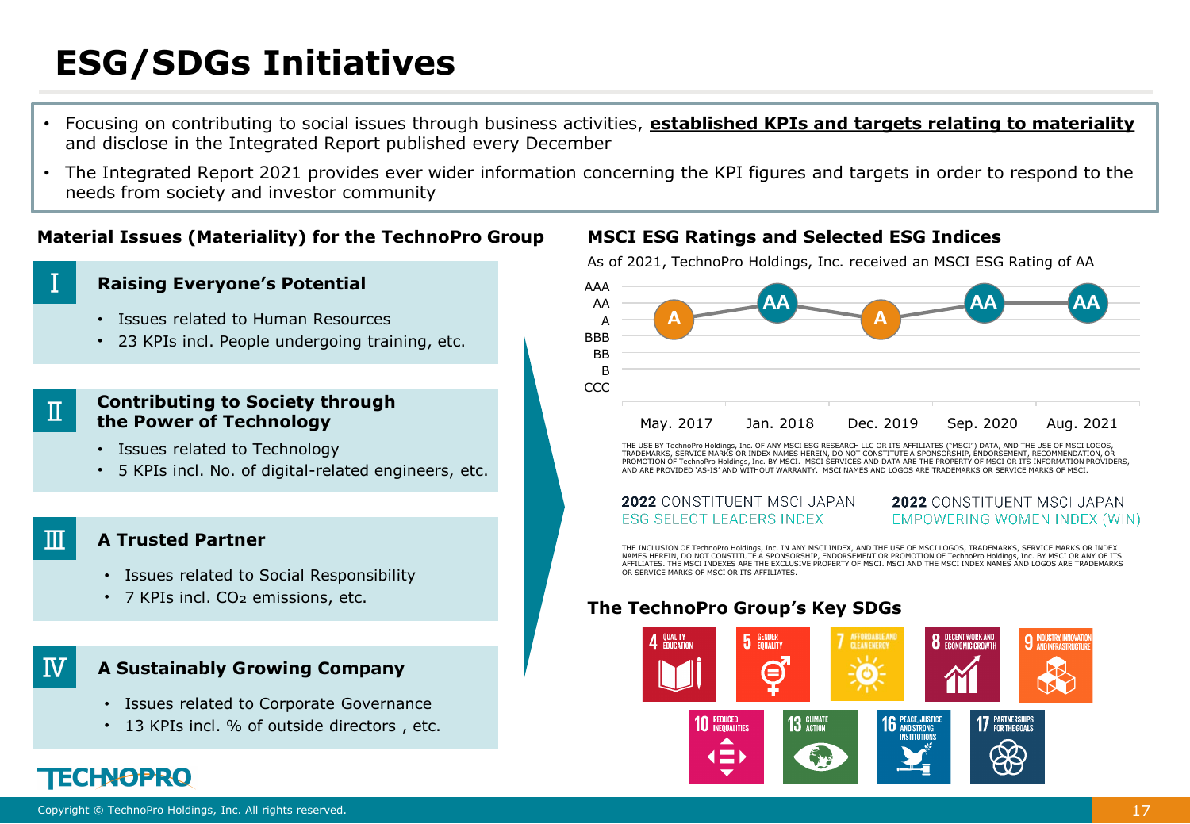# ESG/SDGs Initiatives

- Focusing on contributing to social issues through business activities, **established KPIs and targets relating to materiality** and disclose in the Integrated Report published every December
- The Integrated Report 2021 provides ever wider information concerning the KPI figures and targets in order to respond to the needs from society and investor community

## Material Issues (Materiality) for the TechnoPro Group

### Ⅰ Raising Everyone's Potential

- Issues related to Human Resources
- 23 KPIs incl. People undergoing training, etc.

### Ⅱ Contributing to Society through the Power of Technology

- Issues related to Technology
- 5 KPIs incl. No. of digital-related engineers, etc.

### Ⅲ A Trusted Partner

- Issues related to Social Responsibility
- 7 KPIs incl. $CO_2$ emissions, etc.

### Ⅳ A Sustainably Growing Company

- Issues related to Corporate Governance
- 13 KPIs incl. % of outside directors , etc.

## MSCI ESG Ratings and Selected ESG Indices

As of 2021, TechnoPro Holdings, Inc. received an MSCI ESG Rating of AA

| Date | Rating |
|---|---|
| May. 2017 | A |
| Jan. 2018 | AA |
| Dec. 2019 | A |
| Sep. 2020 | AA |
| Aug. 2021 | AA |

THE USE BY TechnoPro Holdings, Inc. OF ANY MSCI ESG RESEARCH LLC OR ITS AFFILIATES ("MSCI") DATA, AND THE USE OF MSCI LOGOS, TRADEMARKS, SERVICE MARKS OR INDEX NAMES HEREIN, DO NOT CONSTITUTE A SPONSORSHIP, ENDORSEMENT, RECOMMENDATION, OR PROMOTION OF TechnoPro Holdings, Inc. BY MSCI. MSCI SERVICES AND DATA ARE THE PROPERTY OF MSCI OR ITS INFORMATION PROVIDERS, AND ARE PROVIDED 'AS-IS' AND WITHOUT WARRANTY. MSCI NAMES AND LOGOS ARE TRADEMARKS OR SERVICE MARKS OF MSCI.

**2022** CONSTITUENT MSCI JAPAN ESG SELECT LEADERS INDEX

**2022** CONSTITUENT MSCI JAPAN EMPOWERING WOMEN INDEX (WIN)

THE INCLUSION OF TechnoPro Holdings, Inc. IN ANY MSCI INDEX, AND THE USE OF MSCI LOGOS, TRADEMARKS, SERVICE MARKS OR INDEX NAMES HEREIN, DO NOT CONSTITUTE A SPONSORSHIP, ENDORSEMENT OR PROMOTION OF TechnoPro Holdings, Inc. BY MSCI OR ANY OF ITS AFFILIATES. THE MSCI INDEXES ARE THE EXCLUSIVE PROPERTY OF MSCI. MSCI AND THE MSCI INDEX NAMES AND LOGOS ARE TRADEMARKS OR SERVICE MARKS OF MSCI OR ITS AFFILIATES.

## The TechnoPro Group's Key SDGs

- 4 QUALITY EDUCATION
- 5 GENDER EQUALITY
- 7 AFFORDABLE AND CLEAN ENERGY
- 8 DECENT WORK AND ECONOMIC GROWTH
- 9 INDUSTRY, INNOVATION AND INFRASTRUCTURE
- 10 REDUCED INEQUALITIES
- 13 CLIMATE ACTION
- 16 PEACE, JUSTICE AND STRONG INSTITUTIONS
- 17 PARTNERSHIPS FOR THE GOALS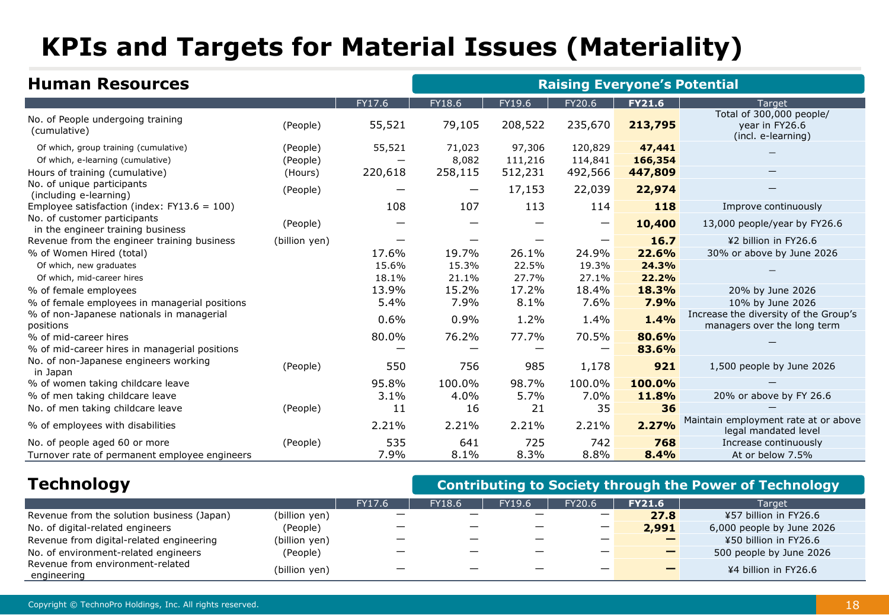# KPIs and Targets for Material Issues (Materiality)

## Human Resources

**Raising Everyone's Potential**

| | | FY17.6 | FY18.6 | FY19.6 | FY20.6 | FY21.6 | Target |
|---|---|---|---|---|---|---|---|
| No. of People undergoing training (cumulative) | (People) | 55,521 | 79,105 | 208,522 | 235,670 | **213,795** | Total of 300,000 people/ year in FY26.6 (incl. e-learning) |
| Of which, group training (cumulative) | (People) | 55,521 | 71,023 | 97,306 | 120,829 | **47,441** | — |
| Of which, e-learning (cumulative) | (People) | — | 8,082 | 111,216 | 114,841 | **166,354** | |
| Hours of training (cumulative) | (Hours) | 220,618 | 258,115 | 512,231 | 492,566 | **447,809** | — |
| No. of unique participants (including e-learning) | (People) | — | — | 17,153 | 22,039 | **22,974** | — |
| Employee satisfaction (index: FY13.6 = 100) | | 108 | 107 | 113 | 114 | **118** | Improve continuously |
| No. of customer participants in the engineer training business | (People) | — | — | — | — | **10,400** | 13,000 people/year by FY26.6 |
| Revenue from the engineer training business | (billion yen) | — | — | — | — | **16.7** | ¥2 billion in FY26.6 |
| % of Women Hired (total) | | 17.6% | 19.7% | 26.1% | 24.9% | **22.6%** | 30% or above by June 2026 |
| Of which, new graduates | | 15.6% | 15.3% | 22.5% | 19.3% | **24.3%** | — |
| Of which, mid-career hires | | 18.1% | 21.1% | 27.7% | 27.1% | **22.2%** | |
| % of female employees | | 13.9% | 15.2% | 17.2% | 18.4% | **18.3%** | 20% by June 2026 |
| % of female employees in managerial positions | | 5.4% | 7.9% | 8.1% | 7.6% | **7.9%** | 10% by June 2026 |
| % of non-Japanese nationals in managerial positions | | 0.6% | 0.9% | 1.2% | 1.4% | **1.4%** | Increase the diversity of the Group's managers over the long term |
| % of mid-career hires | | 80.0% | 76.2% | 77.7% | 70.5% | **80.6%** | — |
| % of mid-career hires in managerial positions | | — | — | — | — | **83.6%** | |
| No. of non-Japanese engineers working in Japan | (People) | 550 | 756 | 985 | 1,178 | **921** | 1,500 people by June 2026 |
| % of women taking childcare leave | | 95.8% | 100.0% | 98.7% | 100.0% | **100.0%** | — |
| % of men taking childcare leave | | 3.1% | 4.0% | 5.7% | 7.0% | **11.8%** | 20% or above by FY 26.6 |
| No. of men taking childcare leave | (People) | 11 | 16 | 21 | 35 | **36** | — |
| % of employees with disabilities | | 2.21% | 2.21% | 2.21% | 2.21% | **2.27%** | Maintain employment rate at or above legal mandated level |
| No. of people aged 60 or more | (People) | 535 | 641 | 725 | 742 | **768** | Increase continuously |
| Turnover rate of permanent employee engineers | | 7.9% | 8.1% | 8.3% | 8.8% | **8.4%** | At or below 7.5% |

## Technology

**Contributing to Society through the Power of Technology**

| | | FY17.6 | FY18.6 | FY19.6 | FY20.6 | FY21.6 | Target |
|---|---|---|---|---|---|---|---|
| Revenue from the solution business (Japan) | (billion yen) | — | — | — | — | **27.8** | ¥57 billion in FY26.6 |
| No. of digital-related engineers | (People) | — | — | — | — | **2,991** | 6,000 people by June 2026 |
| Revenue from digital-related engineering | (billion yen) | — | — | — | — | **—** | ¥50 billion in FY26.6 |
| No. of environment-related engineers | (People) | — | — | — | — | **—** | 500 people by June 2026 |
| Revenue from environment-related engineering | (billion yen) | — | — | — | — | **—** | ¥4 billion in FY26.6 |

Copyright © TechnoPro Holdings, Inc. All rights reserved.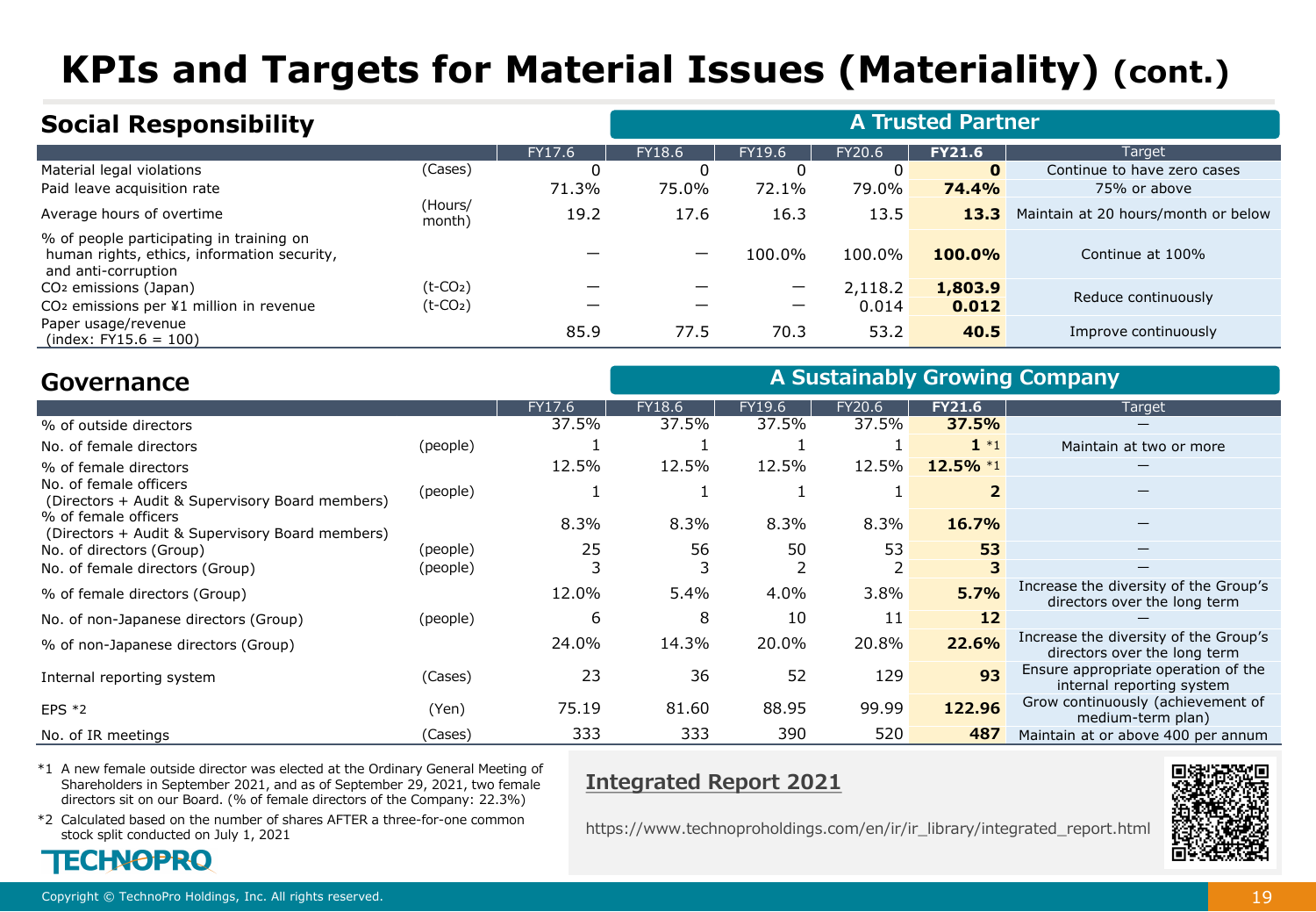# KPIs and Targets for Material Issues (Materiality) (cont.)

## Social Responsibility

**A Trusted Partner**

| | | FY17.6 | FY18.6 | FY19.6 | FY20.6 | FY21.6 | Target |
|---|---|---|---|---|---|---|---|
| Material legal violations | (Cases) | 0 | 0 | 0 | 0 | **0** | Continue to have zero cases |
| Paid leave acquisition rate | | 71.3% | 75.0% | 72.1% | 79.0% | **74.4%** | 75% or above |
| Average hours of overtime | (Hours/month) | 19.2 | 17.6 | 16.3 | 13.5 | **13.3** | Maintain at 20 hours/month or below |
| % of people participating in training on human rights, ethics, information security, and anti-corruption | | — | — | 100.0% | 100.0% | **100.0%** | Continue at 100% |
| $CO_2$ emissions (Japan) | (t-$CO_2$) | — | — | — | 2,118.2 | **1,803.9** | Reduce continuously |
| $CO_2$ emissions per ¥1 million in revenue | (t-$CO_2$) | — | — | — | 0.014 | **0.012** | Reduce continuously |
| Paper usage/revenue (index: FY15.6 = 100) | | 85.9 | 77.5 | 70.3 | 53.2 | **40.5** | Improve continuously |

## Governance

**A Sustainably Growing Company**

| | | FY17.6 | FY18.6 | FY19.6 | FY20.6 | FY21.6 | Target |
|---|---|---|---|---|---|---|---|
| % of outside directors | | 37.5% | 37.5% | 37.5% | 37.5% | **37.5%** | — |
| No. of female directors | (people) | 1 | 1 | 1 | 1 | **1** *1 | Maintain at two or more |
| % of female directors | | 12.5% | 12.5% | 12.5% | 12.5% | **12.5%** *1 | — |
| No. of female officers (Directors + Audit & Supervisory Board members) | (people) | 1 | 1 | 1 | 1 | **2** | — |
| % of female officers (Directors + Audit & Supervisory Board members) | | 8.3% | 8.3% | 8.3% | 8.3% | **16.7%** | — |
| No. of directors (Group) | (people) | 25 | 56 | 50 | 53 | **53** | — |
| No. of female directors (Group) | (people) | 3 | 3 | 2 | 2 | **3** | — |
| % of female directors (Group) | | 12.0% | 5.4% | 4.0% | 3.8% | **5.7%** | Increase the diversity of the Group's directors over the long term |
| No. of non-Japanese directors (Group) | (people) | 6 | 8 | 10 | 11 | **12** | — |
| % of non-Japanese directors (Group) | | 24.0% | 14.3% | 20.0% | 20.8% | **22.6%** | Increase the diversity of the Group's directors over the long term |
| Internal reporting system | (Cases) | 23 | 36 | 52 | 129 | **93** | Ensure appropriate operation of the internal reporting system |
| EPS *2 | (Yen) | 75.19 | 81.60 | 88.95 | 99.99 | **122.96** | Grow continuously (achievement of medium-term plan) |
| No. of IR meetings | (Cases) | 333 | 333 | 390 | 520 | **487** | Maintain at or above 400 per annum |

*1 A new female outside director was elected at the Ordinary General Meeting of Shareholders in September 2021, and as of September 29, 2021, two female directors sit on our Board. (% of female directors of the Company: 22.3%)

*2 Calculated based on the number of shares AFTER a three-for-one common stock split conducted on July 1, 2021

**Integrated Report 2021**

https://www.technoproholdings.com/en/ir/ir_library/integrated_report.html

TECHNOPRO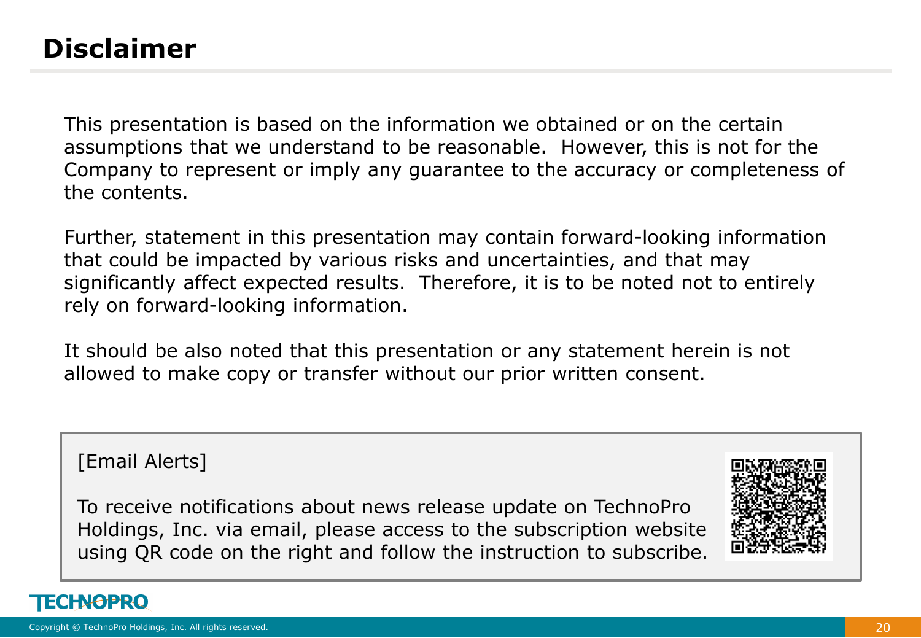# Disclaimer

This presentation is based on the information we obtained or on the certain assumptions that we understand to be reasonable.  However, this is not for the Company to represent or imply any guarantee to the accuracy or completeness of the contents.

Further, statement in this presentation may contain forward-looking information that could be impacted by various risks and uncertainties, and that may significantly affect expected results.  Therefore, it is to be noted not to entirely rely on forward-looking information.

It should be also noted that this presentation or any statement herein is not allowed to make copy or transfer without our prior written consent.

[Email Alerts]

To receive notifications about news release update on TechnoPro Holdings, Inc. via email, please access to the subscription website using QR code on the right and follow the instruction to subscribe.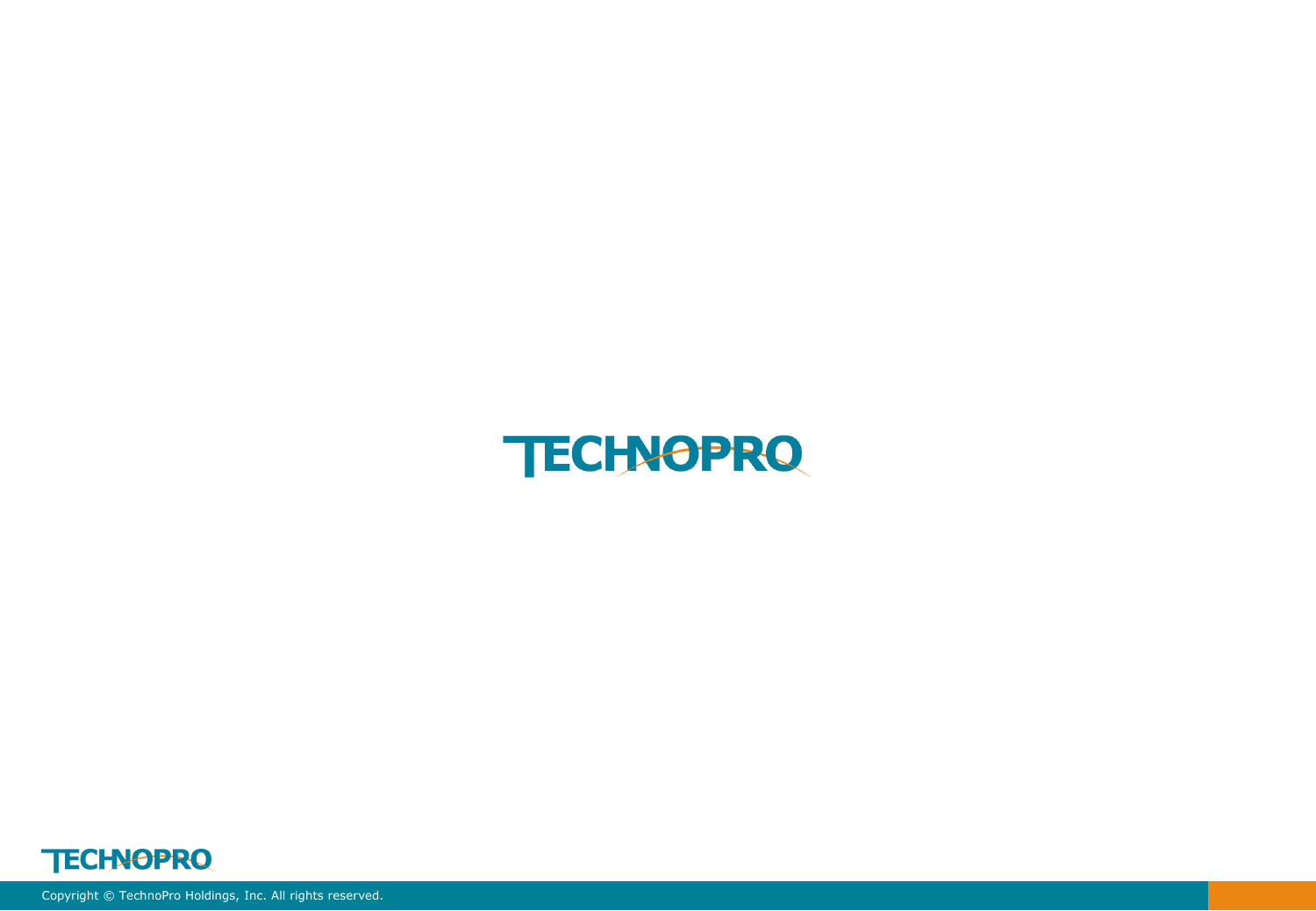TECHNOPRO